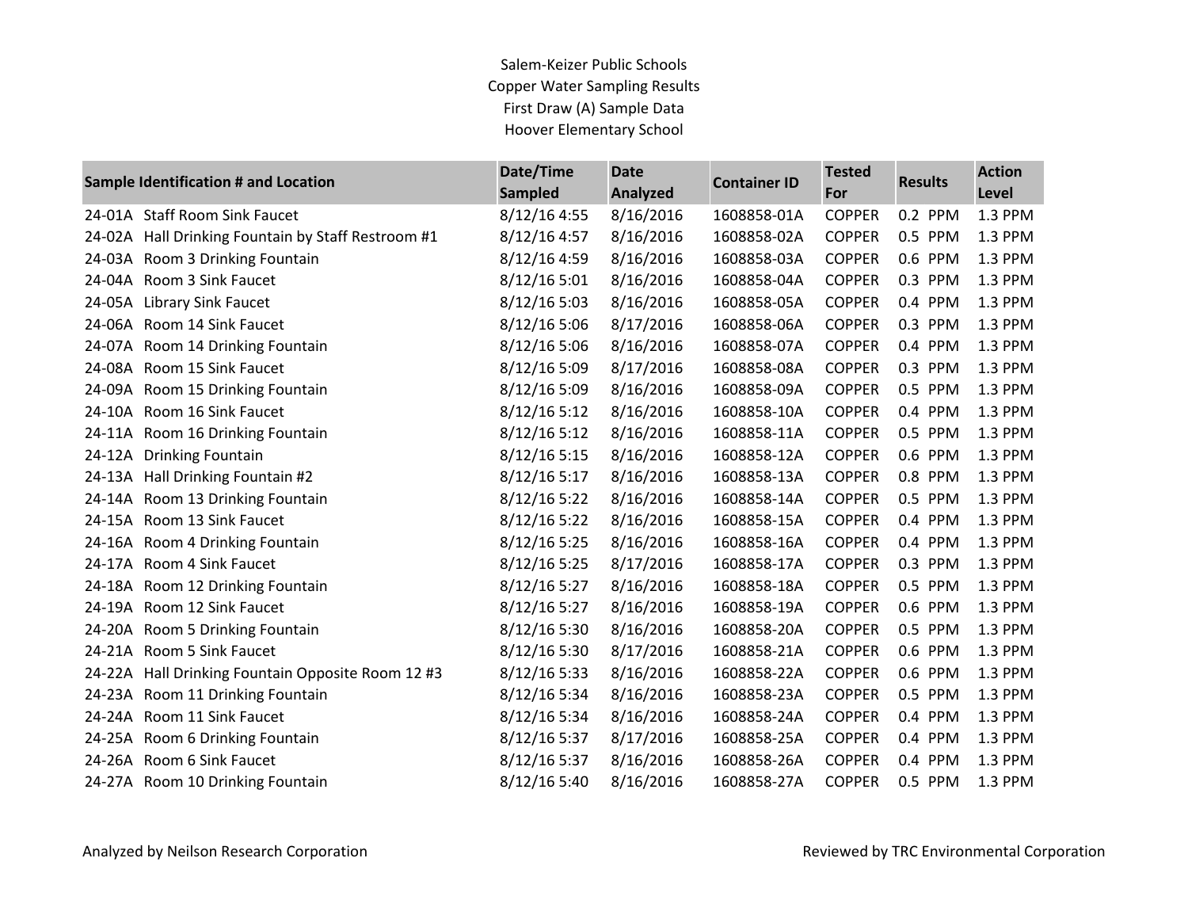# Salem-Keizer Public Schools
## Copper Water Sampling Results
### First Draw (A) Sample Data
### Hoover Elementary School

| Sample Identification # and Location | Date/Time Sampled | Date Analyzed | Container ID | Tested For | Results | Action Level |
|---|---|---|---|---|---|---|
| 24-01A Staff Room Sink Faucet | 8/12/16 4:55 | 8/16/2016 | 1608858-01A | COPPER | 0.2 PPM | 1.3 PPM |
| 24-02A Hall Drinking Fountain by Staff Restroom #1 | 8/12/16 4:57 | 8/16/2016 | 1608858-02A | COPPER | 0.5 PPM | 1.3 PPM |
| 24-03A Room 3 Drinking Fountain | 8/12/16 4:59 | 8/16/2016 | 1608858-03A | COPPER | 0.6 PPM | 1.3 PPM |
| 24-04A Room 3 Sink Faucet | 8/12/16 5:01 | 8/16/2016 | 1608858-04A | COPPER | 0.3 PPM | 1.3 PPM |
| 24-05A Library Sink Faucet | 8/12/16 5:03 | 8/16/2016 | 1608858-05A | COPPER | 0.4 PPM | 1.3 PPM |
| 24-06A Room 14 Sink Faucet | 8/12/16 5:06 | 8/17/2016 | 1608858-06A | COPPER | 0.3 PPM | 1.3 PPM |
| 24-07A Room 14 Drinking Fountain | 8/12/16 5:06 | 8/16/2016 | 1608858-07A | COPPER | 0.4 PPM | 1.3 PPM |
| 24-08A Room 15 Sink Faucet | 8/12/16 5:09 | 8/17/2016 | 1608858-08A | COPPER | 0.3 PPM | 1.3 PPM |
| 24-09A Room 15 Drinking Fountain | 8/12/16 5:09 | 8/16/2016 | 1608858-09A | COPPER | 0.5 PPM | 1.3 PPM |
| 24-10A Room 16 Sink Faucet | 8/12/16 5:12 | 8/16/2016 | 1608858-10A | COPPER | 0.4 PPM | 1.3 PPM |
| 24-11A Room 16 Drinking Fountain | 8/12/16 5:12 | 8/16/2016 | 1608858-11A | COPPER | 0.5 PPM | 1.3 PPM |
| 24-12A Drinking Fountain | 8/12/16 5:15 | 8/16/2016 | 1608858-12A | COPPER | 0.6 PPM | 1.3 PPM |
| 24-13A Hall Drinking Fountain #2 | 8/12/16 5:17 | 8/16/2016 | 1608858-13A | COPPER | 0.8 PPM | 1.3 PPM |
| 24-14A Room 13 Drinking Fountain | 8/12/16 5:22 | 8/16/2016 | 1608858-14A | COPPER | 0.5 PPM | 1.3 PPM |
| 24-15A Room 13 Sink Faucet | 8/12/16 5:22 | 8/16/2016 | 1608858-15A | COPPER | 0.4 PPM | 1.3 PPM |
| 24-16A Room 4 Drinking Fountain | 8/12/16 5:25 | 8/16/2016 | 1608858-16A | COPPER | 0.4 PPM | 1.3 PPM |
| 24-17A Room 4 Sink Faucet | 8/12/16 5:25 | 8/17/2016 | 1608858-17A | COPPER | 0.3 PPM | 1.3 PPM |
| 24-18A Room 12 Drinking Fountain | 8/12/16 5:27 | 8/16/2016 | 1608858-18A | COPPER | 0.5 PPM | 1.3 PPM |
| 24-19A Room 12 Sink Faucet | 8/12/16 5:27 | 8/16/2016 | 1608858-19A | COPPER | 0.6 PPM | 1.3 PPM |
| 24-20A Room 5 Drinking Fountain | 8/12/16 5:30 | 8/16/2016 | 1608858-20A | COPPER | 0.5 PPM | 1.3 PPM |
| 24-21A Room 5 Sink Faucet | 8/12/16 5:30 | 8/17/2016 | 1608858-21A | COPPER | 0.6 PPM | 1.3 PPM |
| 24-22A Hall Drinking Fountain Opposite Room 12 #3 | 8/12/16 5:33 | 8/16/2016 | 1608858-22A | COPPER | 0.6 PPM | 1.3 PPM |
| 24-23A Room 11 Drinking Fountain | 8/12/16 5:34 | 8/16/2016 | 1608858-23A | COPPER | 0.5 PPM | 1.3 PPM |
| 24-24A Room 11 Sink Faucet | 8/12/16 5:34 | 8/16/2016 | 1608858-24A | COPPER | 0.4 PPM | 1.3 PPM |
| 24-25A Room 6 Drinking Fountain | 8/12/16 5:37 | 8/17/2016 | 1608858-25A | COPPER | 0.4 PPM | 1.3 PPM |
| 24-26A Room 6 Sink Faucet | 8/12/16 5:37 | 8/16/2016 | 1608858-26A | COPPER | 0.4 PPM | 1.3 PPM |
| 24-27A Room 10 Drinking Fountain | 8/12/16 5:40 | 8/16/2016 | 1608858-27A | COPPER | 0.5 PPM | 1.3 PPM |

Analyzed by Neilson Research Corporation

Reviewed by TRC Environmental Corporation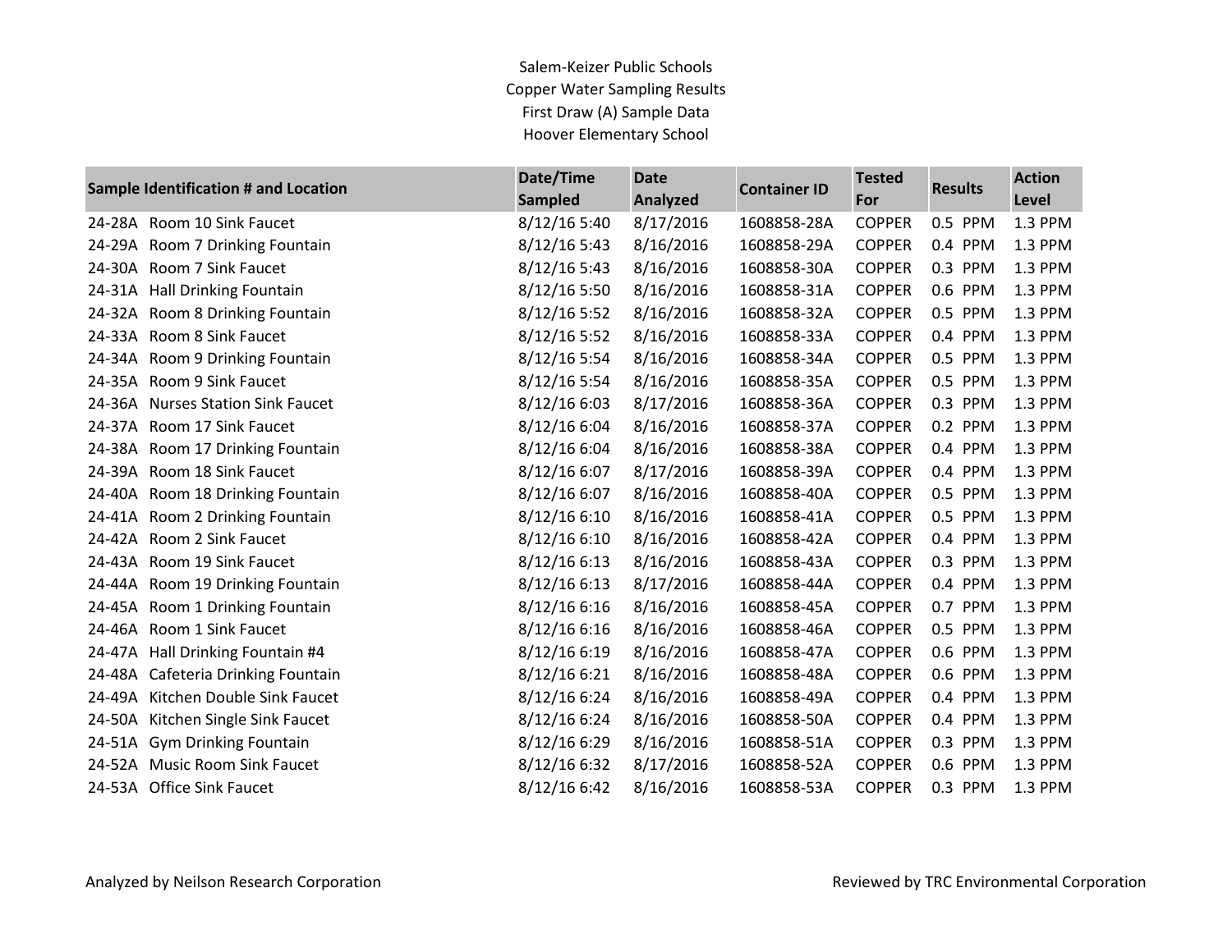Salem-Keizer Public Schools
Copper Water Sampling Results
First Draw (A) Sample Data
Hoover Elementary School

| Sample Identification # and Location | Date/Time Sampled | Date Analyzed | Container ID | Tested For | Results | Action Level |
|---|---|---|---|---|---|---|
| 24-28A Room 10 Sink Faucet | 8/12/16 5:40 | 8/17/2016 | 1608858-28A | COPPER | 0.5 PPM | 1.3 PPM |
| 24-29A Room 7 Drinking Fountain | 8/12/16 5:43 | 8/16/2016 | 1608858-29A | COPPER | 0.4 PPM | 1.3 PPM |
| 24-30A Room 7 Sink Faucet | 8/12/16 5:43 | 8/16/2016 | 1608858-30A | COPPER | 0.3 PPM | 1.3 PPM |
| 24-31A Hall Drinking Fountain | 8/12/16 5:50 | 8/16/2016 | 1608858-31A | COPPER | 0.6 PPM | 1.3 PPM |
| 24-32A Room 8 Drinking Fountain | 8/12/16 5:52 | 8/16/2016 | 1608858-32A | COPPER | 0.5 PPM | 1.3 PPM |
| 24-33A Room 8 Sink Faucet | 8/12/16 5:52 | 8/16/2016 | 1608858-33A | COPPER | 0.4 PPM | 1.3 PPM |
| 24-34A Room 9 Drinking Fountain | 8/12/16 5:54 | 8/16/2016 | 1608858-34A | COPPER | 0.5 PPM | 1.3 PPM |
| 24-35A Room 9 Sink Faucet | 8/12/16 5:54 | 8/16/2016 | 1608858-35A | COPPER | 0.5 PPM | 1.3 PPM |
| 24-36A Nurses Station Sink Faucet | 8/12/16 6:03 | 8/17/2016 | 1608858-36A | COPPER | 0.3 PPM | 1.3 PPM |
| 24-37A Room 17 Sink Faucet | 8/12/16 6:04 | 8/16/2016 | 1608858-37A | COPPER | 0.2 PPM | 1.3 PPM |
| 24-38A Room 17 Drinking Fountain | 8/12/16 6:04 | 8/16/2016 | 1608858-38A | COPPER | 0.4 PPM | 1.3 PPM |
| 24-39A Room 18 Sink Faucet | 8/12/16 6:07 | 8/17/2016 | 1608858-39A | COPPER | 0.4 PPM | 1.3 PPM |
| 24-40A Room 18 Drinking Fountain | 8/12/16 6:07 | 8/16/2016 | 1608858-40A | COPPER | 0.5 PPM | 1.3 PPM |
| 24-41A Room 2 Drinking Fountain | 8/12/16 6:10 | 8/16/2016 | 1608858-41A | COPPER | 0.5 PPM | 1.3 PPM |
| 24-42A Room 2 Sink Faucet | 8/12/16 6:10 | 8/16/2016 | 1608858-42A | COPPER | 0.4 PPM | 1.3 PPM |
| 24-43A Room 19 Sink Faucet | 8/12/16 6:13 | 8/16/2016 | 1608858-43A | COPPER | 0.3 PPM | 1.3 PPM |
| 24-44A Room 19 Drinking Fountain | 8/12/16 6:13 | 8/17/2016 | 1608858-44A | COPPER | 0.4 PPM | 1.3 PPM |
| 24-45A Room 1 Drinking Fountain | 8/12/16 6:16 | 8/16/2016 | 1608858-45A | COPPER | 0.7 PPM | 1.3 PPM |
| 24-46A Room 1 Sink Faucet | 8/12/16 6:16 | 8/16/2016 | 1608858-46A | COPPER | 0.5 PPM | 1.3 PPM |
| 24-47A Hall Drinking Fountain #4 | 8/12/16 6:19 | 8/16/2016 | 1608858-47A | COPPER | 0.6 PPM | 1.3 PPM |
| 24-48A Cafeteria Drinking Fountain | 8/12/16 6:21 | 8/16/2016 | 1608858-48A | COPPER | 0.6 PPM | 1.3 PPM |
| 24-49A Kitchen Double Sink Faucet | 8/12/16 6:24 | 8/16/2016 | 1608858-49A | COPPER | 0.4 PPM | 1.3 PPM |
| 24-50A Kitchen Single Sink Faucet | 8/12/16 6:24 | 8/16/2016 | 1608858-50A | COPPER | 0.4 PPM | 1.3 PPM |
| 24-51A Gym Drinking Fountain | 8/12/16 6:29 | 8/16/2016 | 1608858-51A | COPPER | 0.3 PPM | 1.3 PPM |
| 24-52A Music Room Sink Faucet | 8/12/16 6:32 | 8/17/2016 | 1608858-52A | COPPER | 0.6 PPM | 1.3 PPM |
| 24-53A Office Sink Faucet | 8/12/16 6:42 | 8/16/2016 | 1608858-53A | COPPER | 0.3 PPM | 1.3 PPM |

Analyzed by Neilson Research Corporation

Reviewed by TRC Environmental Corporation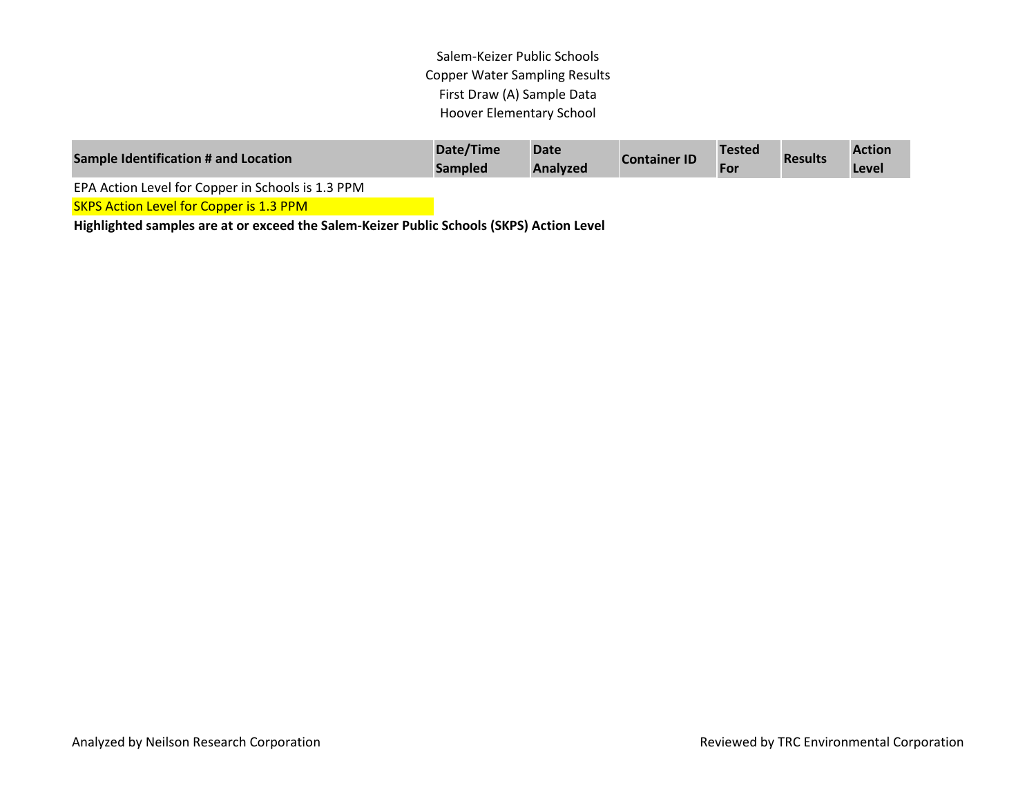Salem-Keizer Public Schools
Copper Water Sampling Results
First Draw (A) Sample Data
Hoover Elementary School

| Sample Identification # and Location | Date/Time Sampled | Date Analyzed | Container ID | Tested For | Results | Action Level |
|---|---|---|---|---|---|---|

EPA Action Level for Copper in Schools is 1.3 PPM

SKPS Action Level for Copper is 1.3 PPM

**Highlighted samples are at or exceed the Salem-Keizer Public Schools (SKPS) Action Level**

Analyzed by Neilson Research Corporation

Reviewed by TRC Environmental Corporation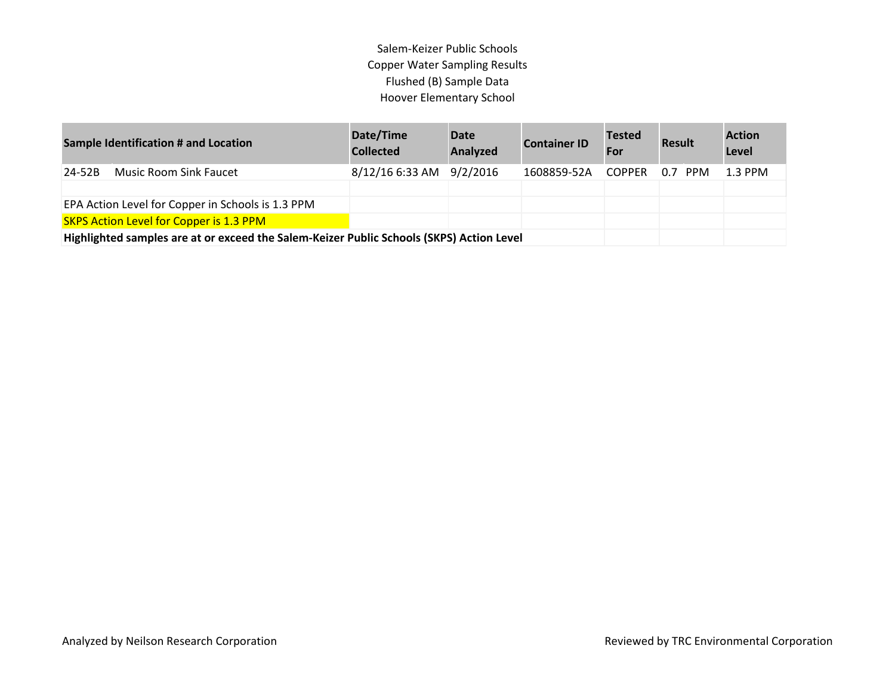Salem-Keizer Public Schools
Copper Water Sampling Results
Flushed (B) Sample Data
Hoover Elementary School

| Sample Identification # and Location | | Date/Time Collected | Date Analyzed | Container ID | Tested For | Result | Action Level |
|---|---|---|---|---|---|---|---|
| 24-52B | Music Room Sink Faucet | 8/12/16 6:33 AM | 9/2/2016 | 1608859-52A | COPPER | 0.7 PPM | 1.3 PPM |

EPA Action Level for Copper in Schools is 1.3 PPM

SKPS Action Level for Copper is 1.3 PPM

**Highlighted samples are at or exceed the Salem-Keizer Public Schools (SKPS) Action Level**

Analyzed by Neilson Research Corporation

Reviewed by TRC Environmental Corporation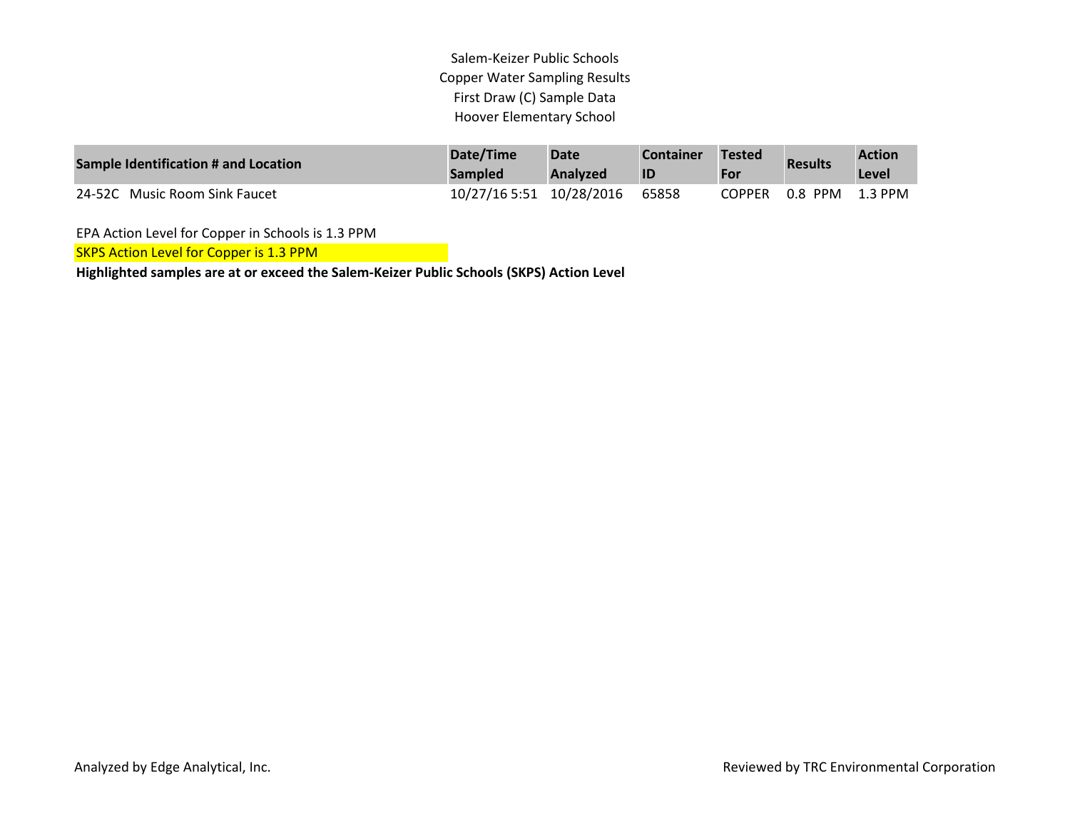Salem-Keizer Public Schools
Copper Water Sampling Results
First Draw (C) Sample Data
Hoover Elementary School

| Sample Identification # and Location | Date/Time Sampled | Date Analyzed | Container ID | Tested For | Results | Action Level |
|---|---|---|---|---|---|---|
| 24-52C Music Room Sink Faucet | 10/27/16 5:51 | 10/28/2016 | 65858 | COPPER | 0.8 PPM | 1.3 PPM |

EPA Action Level for Copper in Schools is 1.3 PPM

SKPS Action Level for Copper is 1.3 PPM

**Highlighted samples are at or exceed the Salem-Keizer Public Schools (SKPS) Action Level**

Analyzed by Edge Analytical, Inc.

Reviewed by TRC Environmental Corporation